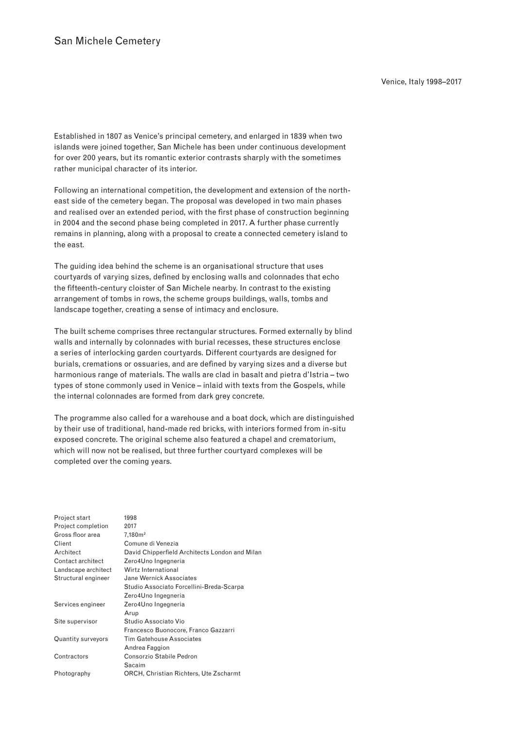# San Michele Cemetery

Venice, Italy 1998–2017

Established in 1807 as Venice's principal cemetery, and enlarged in 1839 when two islands were joined together, San Michele has been under continuous development for over 200 years, but its romantic exterior contrasts sharply with the sometimes rather municipal character of its interior.

Following an international competition, the development and extension of the north-east side of the cemetery began. The proposal was developed in two main phases and realised over an extended period, with the first phase of construction beginning in 2004 and the second phase being completed in 2017. A further phase currently remains in planning, along with a proposal to create a connected cemetery island to the east.

The guiding idea behind the scheme is an organisational structure that uses courtyards of varying sizes, defined by enclosing walls and colonnades that echo the fifteenth-century cloister of San Michele nearby. In contrast to the existing arrangement of tombs in rows, the scheme groups buildings, walls, tombs and landscape together, creating a sense of intimacy and enclosure.

The built scheme comprises three rectangular structures. Formed externally by blind walls and internally by colonnades with burial recesses, these structures enclose a series of interlocking garden courtyards. Different courtyards are designed for burials, cremations or ossuaries, and are defined by varying sizes and a diverse but harmonious range of materials. The walls are clad in basalt and pietra d'Istria – two types of stone commonly used in Venice – inlaid with texts from the Gospels, while the internal colonnades are formed from dark grey concrete.

The programme also called for a warehouse and a boat dock, which are distinguished by their use of traditional, hand-made red bricks, with interiors formed from in-situ exposed concrete. The original scheme also featured a chapel and crematorium, which will now not be realised, but three further courtyard complexes will be completed over the coming years.

| | |
|---|---|
| Project start | 1998 |
| Project completion | 2017 |
| Gross floor area | 7,180m² |
| Client | Comune di Venezia |
| Architect | David Chipperfield Architects London and Milan |
| Contact architect | Zero4Uno Ingegneria |
| Landscape architect | Wirtz International |
| Structural engineer | Jane Wernick Associates<br>Studio Associato Forcellini-Breda-Scarpa<br>Zero4Uno Ingegneria |
| Services engineer | Zero4Uno Ingegneria<br>Arup |
| Site supervisor | Studio Associato Vio<br>Francesco Buonocore, Franco Gazzarri |
| Quantity surveyors | Tim Gatehouse Associates<br>Andrea Faggion |
| Contractors | Consorzio Stabile Pedron<br>Sacaim |
| Photography | ORCH, Christian Richters, Ute Zscharmt |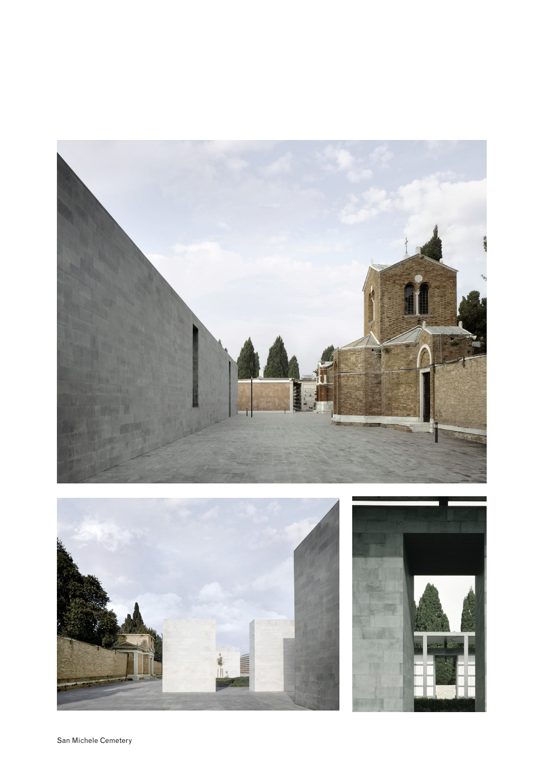San Michele Cemetery